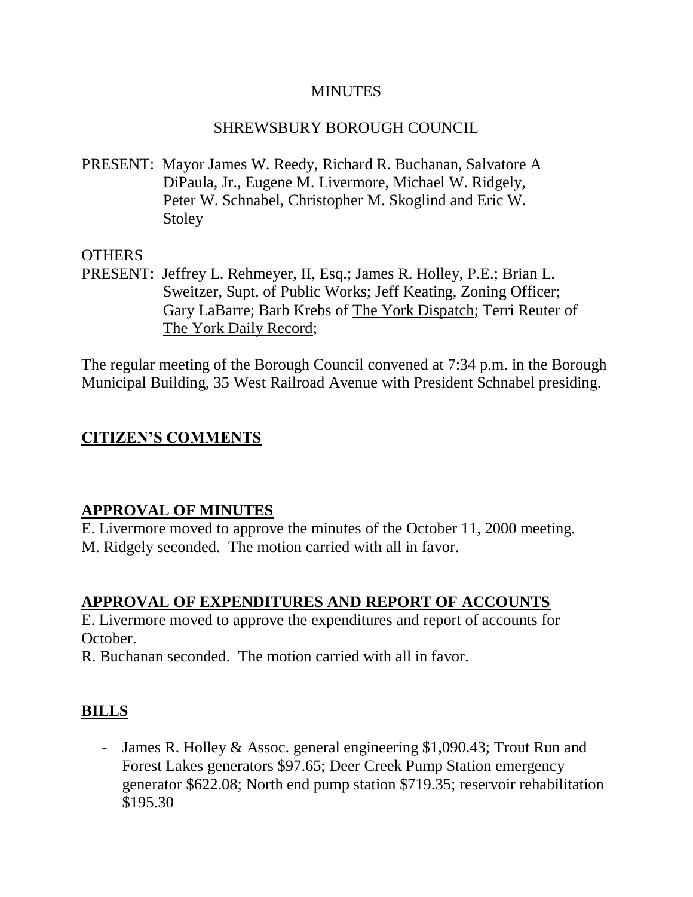# MINUTES

## SHREWSBURY BOROUGH COUNCIL

PRESENT: Mayor James W. Reedy, Richard R. Buchanan, Salvatore A DiPaula, Jr., Eugene M. Livermore, Michael W. Ridgely, Peter W. Schnabel, Christopher M. Skoglind and Eric W. Stoley

OTHERS
PRESENT: Jeffrey L. Rehmeyer, II, Esq.; James R. Holley, P.E.; Brian L. Sweitzer, Supt. of Public Works; Jeff Keating, Zoning Officer; Gary LaBarre; Barb Krebs of The York Dispatch; Terri Reuter of The York Daily Record;

The regular meeting of the Borough Council convened at 7:34 p.m. in the Borough Municipal Building, 35 West Railroad Avenue with President Schnabel presiding.

## CITIZEN'S COMMENTS

## APPROVAL OF MINUTES

E. Livermore moved to approve the minutes of the October 11, 2000 meeting.
M. Ridgely seconded. The motion carried with all in favor.

## APPROVAL OF EXPENDITURES AND REPORT OF ACCOUNTS

E. Livermore moved to approve the expenditures and report of accounts for October.
R. Buchanan seconded. The motion carried with all in favor.

## BILLS

- James R. Holley & Assoc. general engineering $1,090.43; Trout Run and Forest Lakes generators $97.65; Deer Creek Pump Station emergency generator $622.08; North end pump station $719.35; reservoir rehabilitation $195.30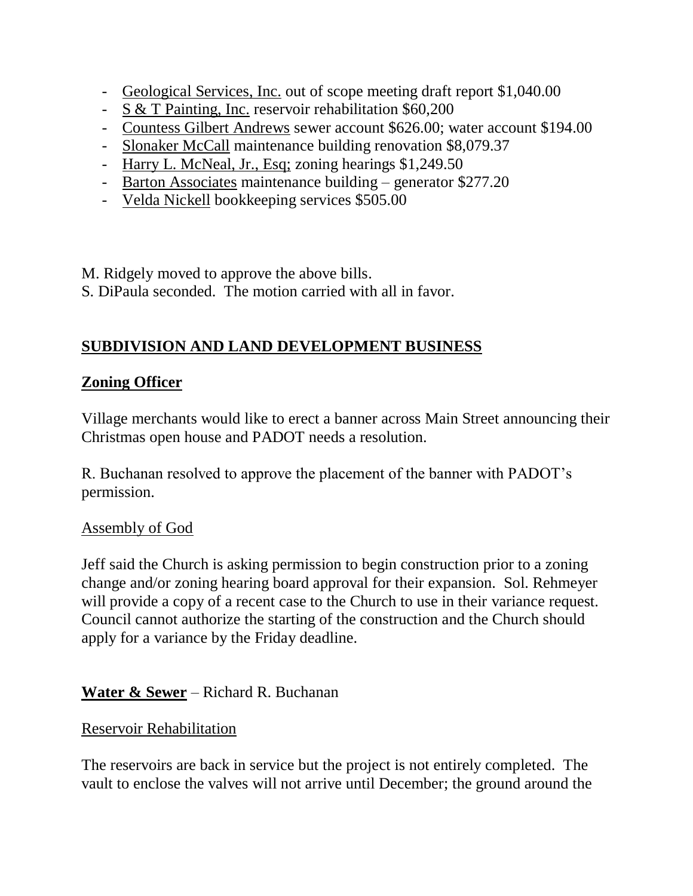- Geological Services, Inc. out of scope meeting draft report $1,040.00
- S & T Painting, Inc. reservoir rehabilitation $60,200
- Countess Gilbert Andrews sewer account $626.00; water account $194.00
- Slonaker McCall maintenance building renovation $8,079.37
- Harry L. McNeal, Jr., Esq; zoning hearings $1,249.50
- Barton Associates maintenance building – generator $277.20
- Velda Nickell bookkeeping services $505.00

M. Ridgely moved to approve the above bills.
S. DiPaula seconded. The motion carried with all in favor.

## SUBDIVISION AND LAND DEVELOPMENT BUSINESS

### Zoning Officer

Village merchants would like to erect a banner across Main Street announcing their Christmas open house and PADOT needs a resolution.

R. Buchanan resolved to approve the placement of the banner with PADOT's permission.

Assembly of God

Jeff said the Church is asking permission to begin construction prior to a zoning change and/or zoning hearing board approval for their expansion. Sol. Rehmeyer will provide a copy of a recent case to the Church to use in their variance request. Council cannot authorize the starting of the construction and the Church should apply for a variance by the Friday deadline.

### Water & Sewer – Richard R. Buchanan

Reservoir Rehabilitation

The reservoirs are back in service but the project is not entirely completed. The vault to enclose the valves will not arrive until December; the ground around the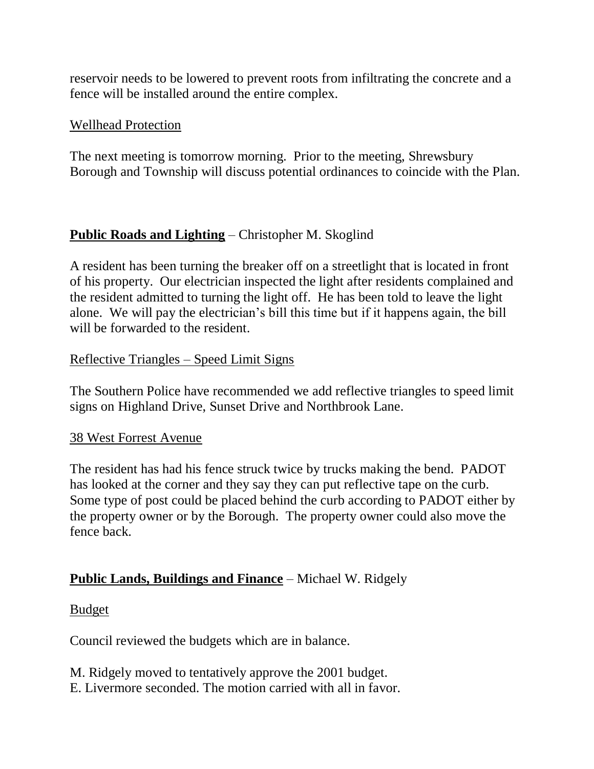reservoir needs to be lowered to prevent roots from infiltrating the concrete and a fence will be installed around the entire complex.

Wellhead Protection

The next meeting is tomorrow morning. Prior to the meeting, Shrewsbury Borough and Township will discuss potential ordinances to coincide with the Plan.

**Public Roads and Lighting** – Christopher M. Skoglind

A resident has been turning the breaker off on a streetlight that is located in front of his property. Our electrician inspected the light after residents complained and the resident admitted to turning the light off. He has been told to leave the light alone. We will pay the electrician's bill this time but if it happens again, the bill will be forwarded to the resident.

Reflective Triangles – Speed Limit Signs

The Southern Police have recommended we add reflective triangles to speed limit signs on Highland Drive, Sunset Drive and Northbrook Lane.

38 West Forrest Avenue

The resident has had his fence struck twice by trucks making the bend. PADOT has looked at the corner and they say they can put reflective tape on the curb. Some type of post could be placed behind the curb according to PADOT either by the property owner or by the Borough. The property owner could also move the fence back.

**Public Lands, Buildings and Finance** – Michael W. Ridgely

Budget

Council reviewed the budgets which are in balance.

M. Ridgely moved to tentatively approve the 2001 budget.
E. Livermore seconded. The motion carried with all in favor.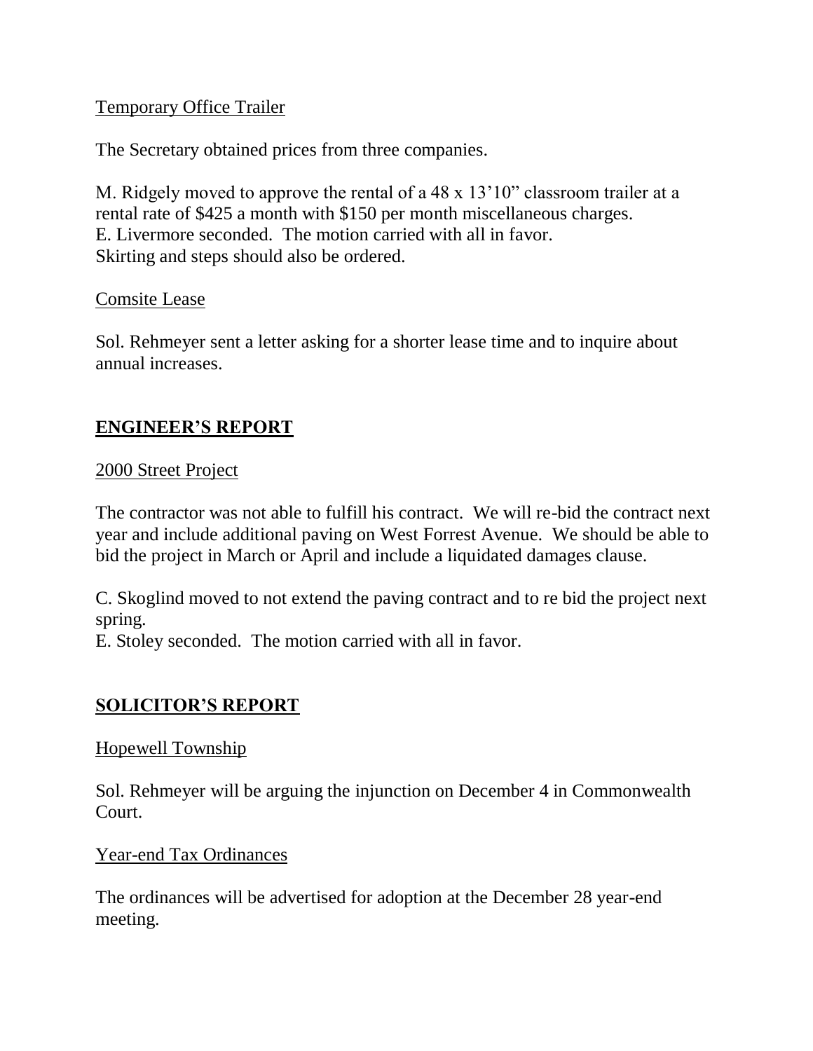Temporary Office Trailer

The Secretary obtained prices from three companies.

M. Ridgely moved to approve the rental of a 48 x 13'10" classroom trailer at a rental rate of $425 a month with $150 per month miscellaneous charges.
E. Livermore seconded. The motion carried with all in favor.
Skirting and steps should also be ordered.

Comsite Lease

Sol. Rehmeyer sent a letter asking for a shorter lease time and to inquire about annual increases.

## ENGINEER'S REPORT

2000 Street Project

The contractor was not able to fulfill his contract. We will re-bid the contract next year and include additional paving on West Forrest Avenue. We should be able to bid the project in March or April and include a liquidated damages clause.

C. Skoglind moved to not extend the paving contract and to re bid the project next spring.
E. Stoley seconded. The motion carried with all in favor.

## SOLICITOR'S REPORT

Hopewell Township

Sol. Rehmeyer will be arguing the injunction on December 4 in Commonwealth Court.

Year-end Tax Ordinances

The ordinances will be advertised for adoption at the December 28 year-end meeting.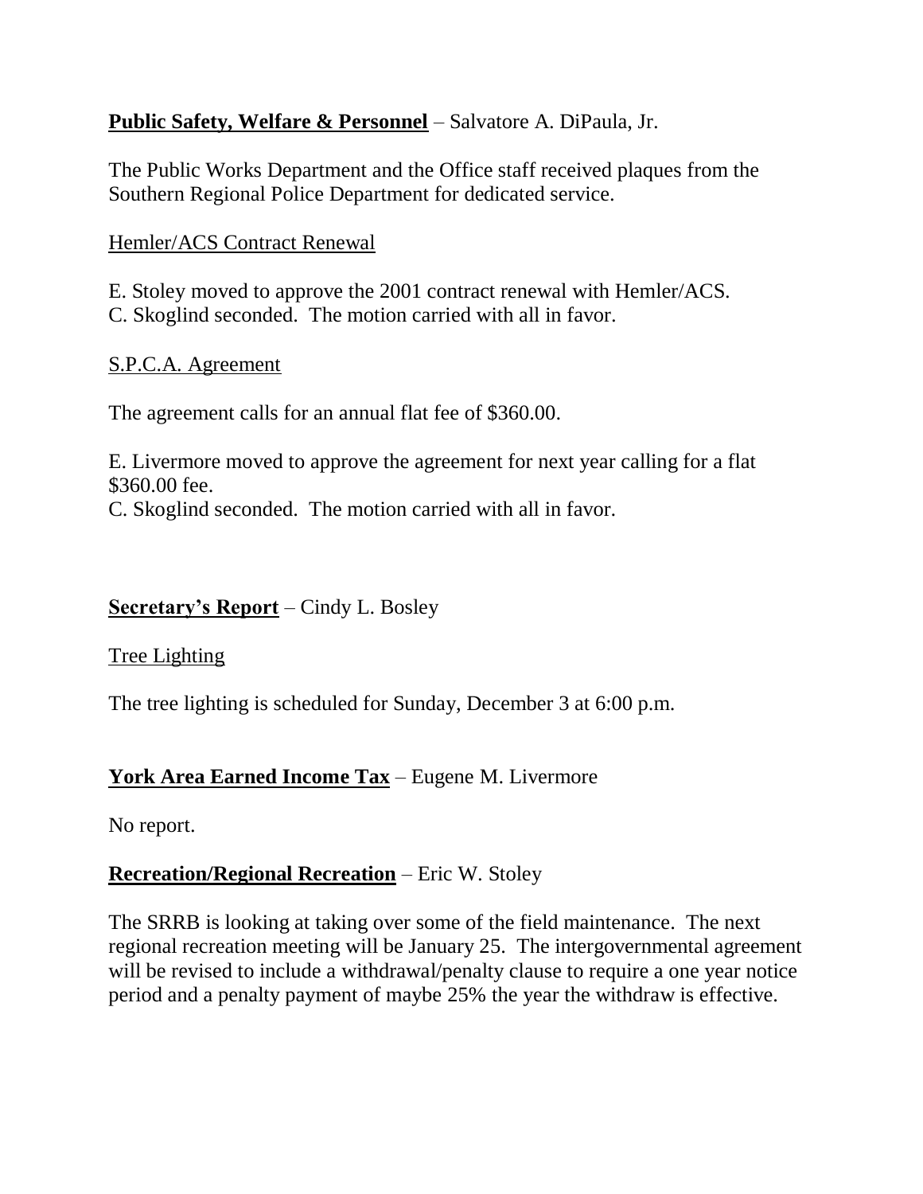**Public Safety, Welfare & Personnel** – Salvatore A. DiPaula, Jr.

The Public Works Department and the Office staff received plaques from the Southern Regional Police Department for dedicated service.

Hemler/ACS Contract Renewal

E. Stoley moved to approve the 2001 contract renewal with Hemler/ACS.
C. Skoglind seconded. The motion carried with all in favor.

S.P.C.A. Agreement

The agreement calls for an annual flat fee of $360.00.

E. Livermore moved to approve the agreement for next year calling for a flat $360.00 fee.
C. Skoglind seconded. The motion carried with all in favor.

**Secretary's Report** – Cindy L. Bosley

Tree Lighting

The tree lighting is scheduled for Sunday, December 3 at 6:00 p.m.

**York Area Earned Income Tax** – Eugene M. Livermore

No report.

**Recreation/Regional Recreation** – Eric W. Stoley

The SRRB is looking at taking over some of the field maintenance. The next regional recreation meeting will be January 25. The intergovernmental agreement will be revised to include a withdrawal/penalty clause to require a one year notice period and a penalty payment of maybe 25% the year the withdraw is effective.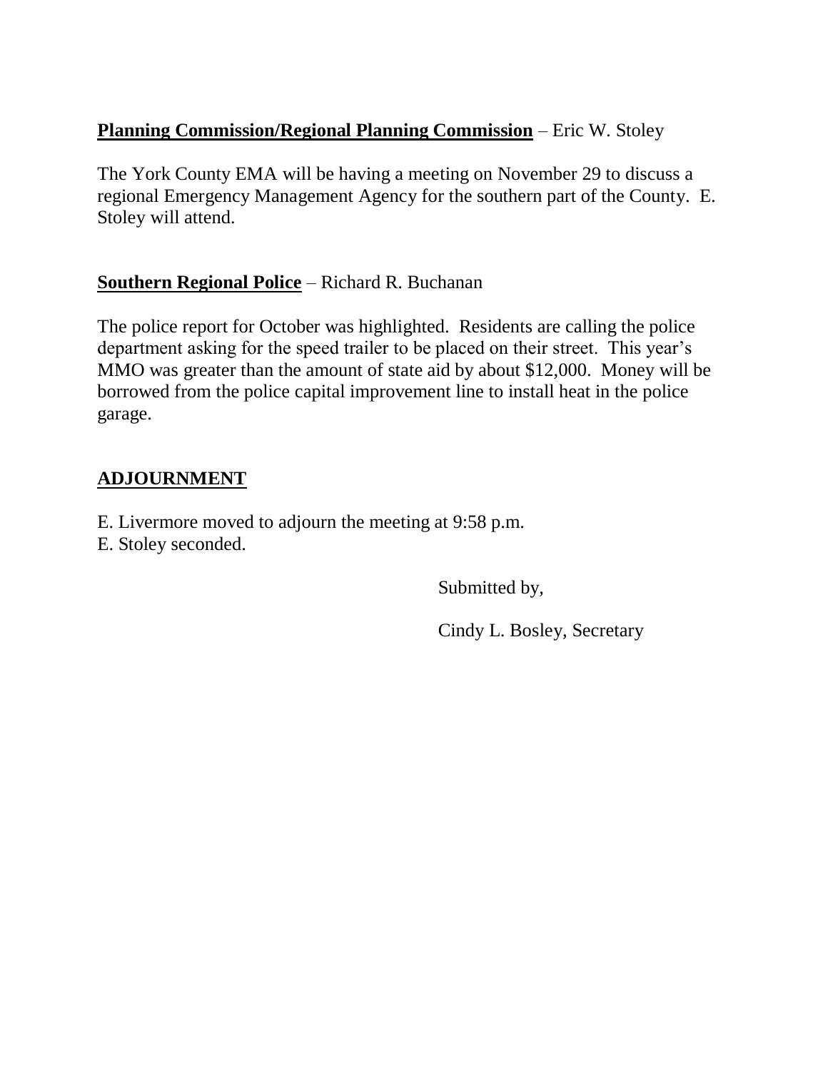**Planning Commission/Regional Planning Commission** – Eric W. Stoley

The York County EMA will be having a meeting on November 29 to discuss a regional Emergency Management Agency for the southern part of the County. E. Stoley will attend.

**Southern Regional Police** – Richard R. Buchanan

The police report for October was highlighted. Residents are calling the police department asking for the speed trailer to be placed on their street. This year's MMO was greater than the amount of state aid by about $12,000. Money will be borrowed from the police capital improvement line to install heat in the police garage.

## ADJOURNMENT

E. Livermore moved to adjourn the meeting at 9:58 p.m.
E. Stoley seconded.

Submitted by,

Cindy L. Bosley, Secretary